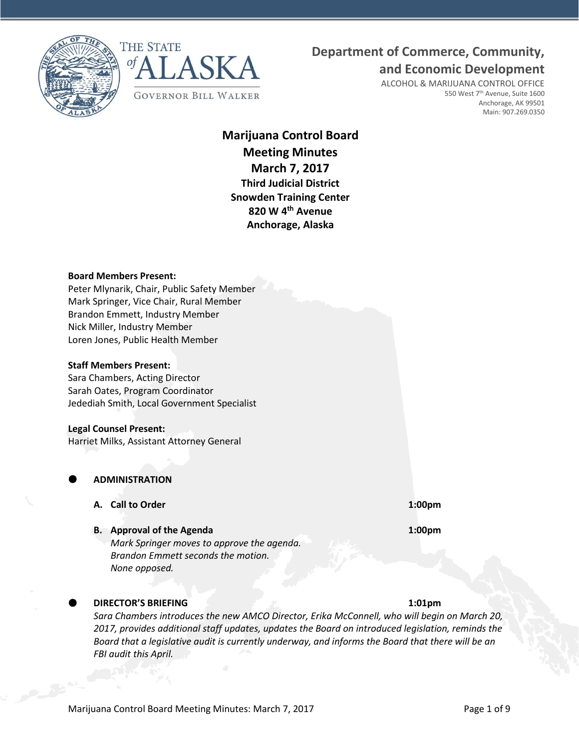THE STATE *of* ALASKA

GOVERNOR BILL WALKER

**Department of Commerce, Community, and Economic Development**

ALCOHOL & MARIJUANA CONTROL OFFICE
550 West 7th Avenue, Suite 1600
Anchorage, AK 99501
Main: 907.269.0350

# Marijuana Control Board Meeting Minutes March 7, 2017

**Third Judicial District**
**Snowden Training Center**
**820 W 4th Avenue**
**Anchorage, Alaska**

**Board Members Present:**
Peter Mlynarik, Chair, Public Safety Member
Mark Springer, Vice Chair, Rural Member
Brandon Emmett, Industry Member
Nick Miller, Industry Member
Loren Jones, Public Health Member

**Staff Members Present:**
Sara Chambers, Acting Director
Sarah Oates, Program Coordinator
Jedediah Smith, Local Government Specialist

**Legal Counsel Present:**
Harriet Milks, Assistant Attorney General

- **ADMINISTRATION**

  **A. Call to Order** **1:00pm**

  **B. Approval of the Agenda** **1:00pm**
  *Mark Springer moves to approve the agenda.*
  *Brandon Emmett seconds the motion.*
  *None opposed.*

- **DIRECTOR'S BRIEFING** **1:01pm**
  *Sara Chambers introduces the new AMCO Director, Erika McConnell, who will begin on March 20, 2017, provides additional staff updates, updates the Board on introduced legislation, reminds the Board that a legislative audit is currently underway, and informs the Board that there will be an FBI audit this April.*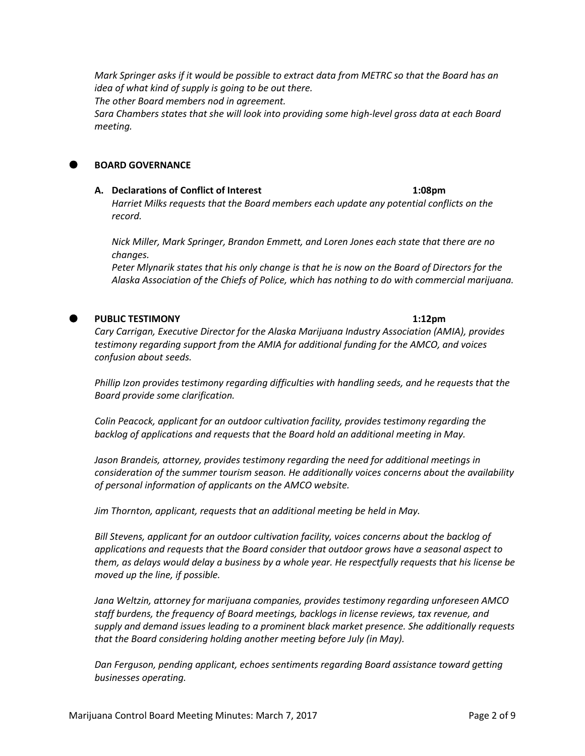*Mark Springer asks if it would be possible to extract data from METRC so that the Board has an idea of what kind of supply is going to be out there.*
*The other Board members nod in agreement.*
*Sara Chambers states that she will look into providing some high-level gross data at each Board meeting.*

- **BOARD GOVERNANCE**

  **A. Declarations of Conflict of Interest** **1:08pm**
  *Harriet Milks requests that the Board members each update any potential conflicts on the record.*

  *Nick Miller, Mark Springer, Brandon Emmett, and Loren Jones each state that there are no changes.*
  *Peter Mlynarik states that his only change is that he is now on the Board of Directors for the Alaska Association of the Chiefs of Police, which has nothing to do with commercial marijuana.*

- **PUBLIC TESTIMONY** **1:12pm**
  *Cary Carrigan, Executive Director for the Alaska Marijuana Industry Association (AMIA), provides testimony regarding support from the AMIA for additional funding for the AMCO, and voices confusion about seeds.*

  *Phillip Izon provides testimony regarding difficulties with handling seeds, and he requests that the Board provide some clarification.*

  *Colin Peacock, applicant for an outdoor cultivation facility, provides testimony regarding the backlog of applications and requests that the Board hold an additional meeting in May.*

  *Jason Brandeis, attorney, provides testimony regarding the need for additional meetings in consideration of the summer tourism season. He additionally voices concerns about the availability of personal information of applicants on the AMCO website.*

  *Jim Thornton, applicant, requests that an additional meeting be held in May.*

  *Bill Stevens, applicant for an outdoor cultivation facility, voices concerns about the backlog of applications and requests that the Board consider that outdoor grows have a seasonal aspect to them, as delays would delay a business by a whole year. He respectfully requests that his license be moved up the line, if possible.*

  *Jana Weltzin, attorney for marijuana companies, provides testimony regarding unforeseen AMCO staff burdens, the frequency of Board meetings, backlogs in license reviews, tax revenue, and supply and demand issues leading to a prominent black market presence. She additionally requests that the Board considering holding another meeting before July (in May).*

  *Dan Ferguson, pending applicant, echoes sentiments regarding Board assistance toward getting businesses operating.*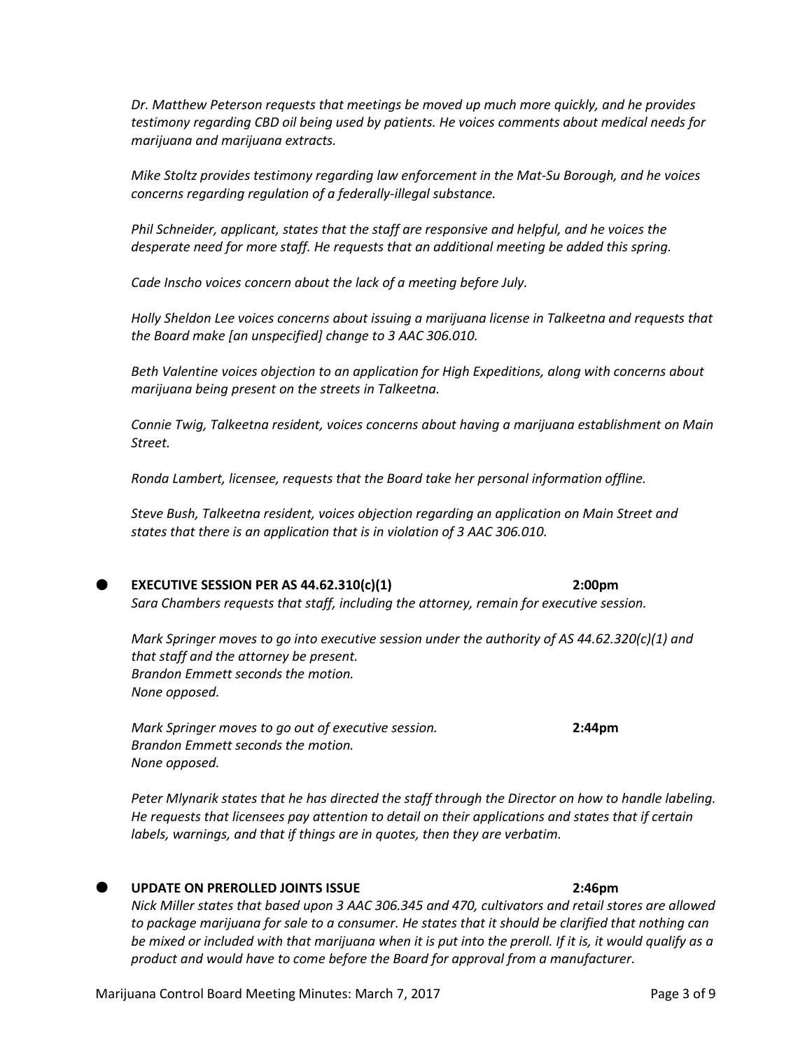*Dr. Matthew Peterson requests that meetings be moved up much more quickly, and he provides testimony regarding CBD oil being used by patients. He voices comments about medical needs for marijuana and marijuana extracts.*

*Mike Stoltz provides testimony regarding law enforcement in the Mat-Su Borough, and he voices concerns regarding regulation of a federally-illegal substance.*

*Phil Schneider, applicant, states that the staff are responsive and helpful, and he voices the desperate need for more staff. He requests that an additional meeting be added this spring.*

*Cade Inscho voices concern about the lack of a meeting before July.*

*Holly Sheldon Lee voices concerns about issuing a marijuana license in Talkeetna and requests that the Board make [an unspecified] change to 3 AAC 306.010.*

*Beth Valentine voices objection to an application for High Expeditions, along with concerns about marijuana being present on the streets in Talkeetna.*

*Connie Twig, Talkeetna resident, voices concerns about having a marijuana establishment on Main Street.*

*Ronda Lambert, licensee, requests that the Board take her personal information offline.*

*Steve Bush, Talkeetna resident, voices objection regarding an application on Main Street and states that there is an application that is in violation of 3 AAC 306.010.*

- **EXECUTIVE SESSION PER AS 44.62.310(c)(1)** **2:00pm**

*Sara Chambers requests that staff, including the attorney, remain for executive session.*

*Mark Springer moves to go into executive session under the authority of AS 44.62.320(c)(1) and that staff and the attorney be present.*
*Brandon Emmett seconds the motion.*
*None opposed.*

*Mark Springer moves to go out of executive session.* **2:44pm**
*Brandon Emmett seconds the motion.*
*None opposed.*

*Peter Mlynarik states that he has directed the staff through the Director on how to handle labeling. He requests that licensees pay attention to detail on their applications and states that if certain labels, warnings, and that if things are in quotes, then they are verbatim.*

- **UPDATE ON PREROLLED JOINTS ISSUE** **2:46pm**

*Nick Miller states that based upon 3 AAC 306.345 and 470, cultivators and retail stores are allowed to package marijuana for sale to a consumer. He states that it should be clarified that nothing can be mixed or included with that marijuana when it is put into the preroll. If it is, it would qualify as a product and would have to come before the Board for approval from a manufacturer.*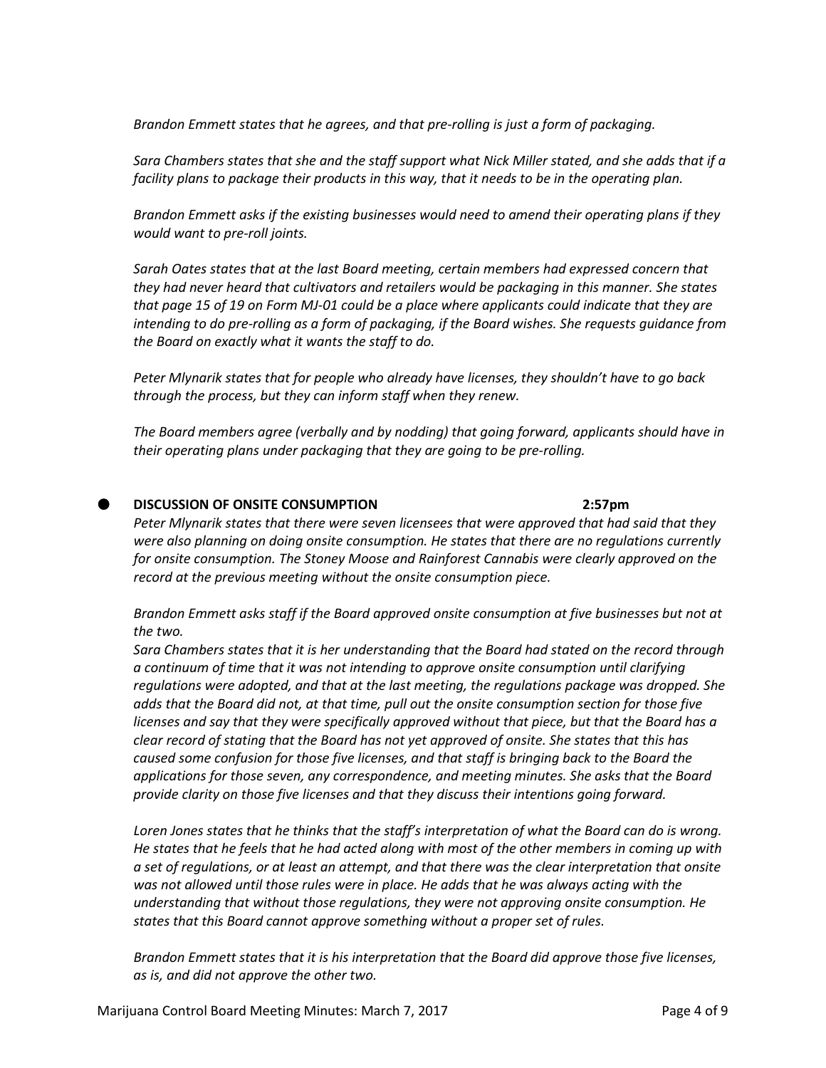*Brandon Emmett states that he agrees, and that pre-rolling is just a form of packaging.*

*Sara Chambers states that she and the staff support what Nick Miller stated, and she adds that if a facility plans to package their products in this way, that it needs to be in the operating plan.*

*Brandon Emmett asks if the existing businesses would need to amend their operating plans if they would want to pre-roll joints.*

*Sarah Oates states that at the last Board meeting, certain members had expressed concern that they had never heard that cultivators and retailers would be packaging in this manner. She states that page 15 of 19 on Form MJ-01 could be a place where applicants could indicate that they are intending to do pre-rolling as a form of packaging, if the Board wishes. She requests guidance from the Board on exactly what it wants the staff to do.*

*Peter Mlynarik states that for people who already have licenses, they shouldn't have to go back through the process, but they can inform staff when they renew.*

*The Board members agree (verbally and by nodding) that going forward, applicants should have in their operating plans under packaging that they are going to be pre-rolling.*

- **DISCUSSION OF ONSITE CONSUMPTION** **2:57pm**

*Peter Mlynarik states that there were seven licensees that were approved that had said that they were also planning on doing onsite consumption. He states that there are no regulations currently for onsite consumption. The Stoney Moose and Rainforest Cannabis were clearly approved on the record at the previous meeting without the onsite consumption piece.*

*Brandon Emmett asks staff if the Board approved onsite consumption at five businesses but not at the two.*

*Sara Chambers states that it is her understanding that the Board had stated on the record through a continuum of time that it was not intending to approve onsite consumption until clarifying regulations were adopted, and that at the last meeting, the regulations package was dropped. She adds that the Board did not, at that time, pull out the onsite consumption section for those five licenses and say that they were specifically approved without that piece, but that the Board has a clear record of stating that the Board has not yet approved of onsite. She states that this has caused some confusion for those five licenses, and that staff is bringing back to the Board the applications for those seven, any correspondence, and meeting minutes. She asks that the Board provide clarity on those five licenses and that they discuss their intentions going forward.*

*Loren Jones states that he thinks that the staff's interpretation of what the Board can do is wrong. He states that he feels that he had acted along with most of the other members in coming up with a set of regulations, or at least an attempt, and that there was the clear interpretation that onsite was not allowed until those rules were in place. He adds that he was always acting with the understanding that without those regulations, they were not approving onsite consumption. He states that this Board cannot approve something without a proper set of rules.*

*Brandon Emmett states that it is his interpretation that the Board did approve those five licenses, as is, and did not approve the other two.*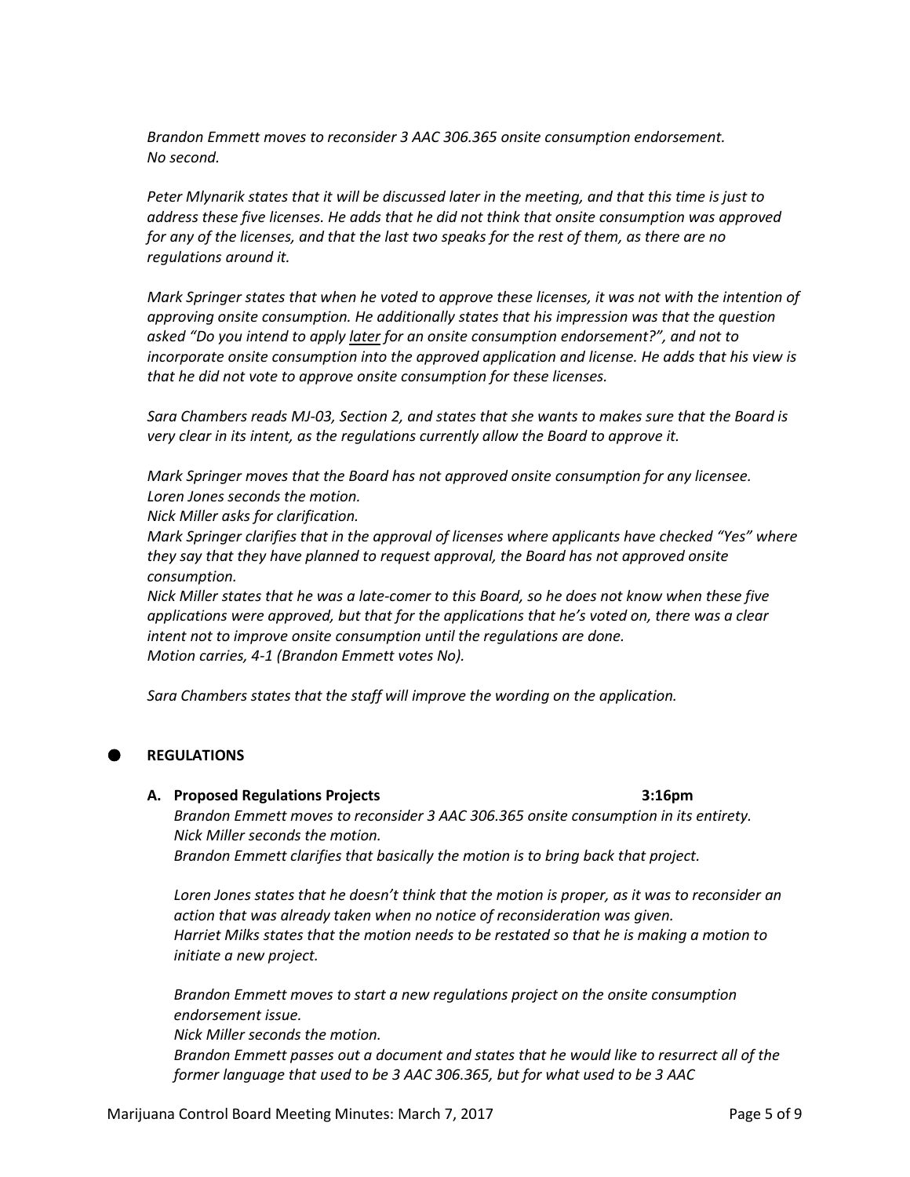*Brandon Emmett moves to reconsider 3 AAC 306.365 onsite consumption endorsement.*
*No second.*

*Peter Mlynarik states that it will be discussed later in the meeting, and that this time is just to address these five licenses. He adds that he did not think that onsite consumption was approved for any of the licenses, and that the last two speaks for the rest of them, as there are no regulations around it.*

*Mark Springer states that when he voted to approve these licenses, it was not with the intention of approving onsite consumption. He additionally states that his impression was that the question asked "Do you intend to apply <u>later</u> for an onsite consumption endorsement?", and not to incorporate onsite consumption into the approved application and license. He adds that his view is that he did not vote to approve onsite consumption for these licenses.*

*Sara Chambers reads MJ-03, Section 2, and states that she wants to makes sure that the Board is very clear in its intent, as the regulations currently allow the Board to approve it.*

*Mark Springer moves that the Board has not approved onsite consumption for any licensee.*
*Loren Jones seconds the motion.*
*Nick Miller asks for clarification.*
*Mark Springer clarifies that in the approval of licenses where applicants have checked "Yes" where they say that they have planned to request approval, the Board has not approved onsite consumption.*
*Nick Miller states that he was a late-comer to this Board, so he does not know when these five applications were approved, but that for the applications that he's voted on, there was a clear intent not to improve onsite consumption until the regulations are done.*
*Motion carries, 4-1 (Brandon Emmett votes No).*

*Sara Chambers states that the staff will improve the wording on the application.*

- **REGULATIONS**

**A. Proposed Regulations Projects** **3:16pm**

*Brandon Emmett moves to reconsider 3 AAC 306.365 onsite consumption in its entirety.*
*Nick Miller seconds the motion.*
*Brandon Emmett clarifies that basically the motion is to bring back that project.*

*Loren Jones states that he doesn't think that the motion is proper, as it was to reconsider an action that was already taken when no notice of reconsideration was given.*
*Harriet Milks states that the motion needs to be restated so that he is making a motion to initiate a new project.*

*Brandon Emmett moves to start a new regulations project on the onsite consumption endorsement issue.*
*Nick Miller seconds the motion.*
*Brandon Emmett passes out a document and states that he would like to resurrect all of the former language that used to be 3 AAC 306.365, but for what used to be 3 AAC*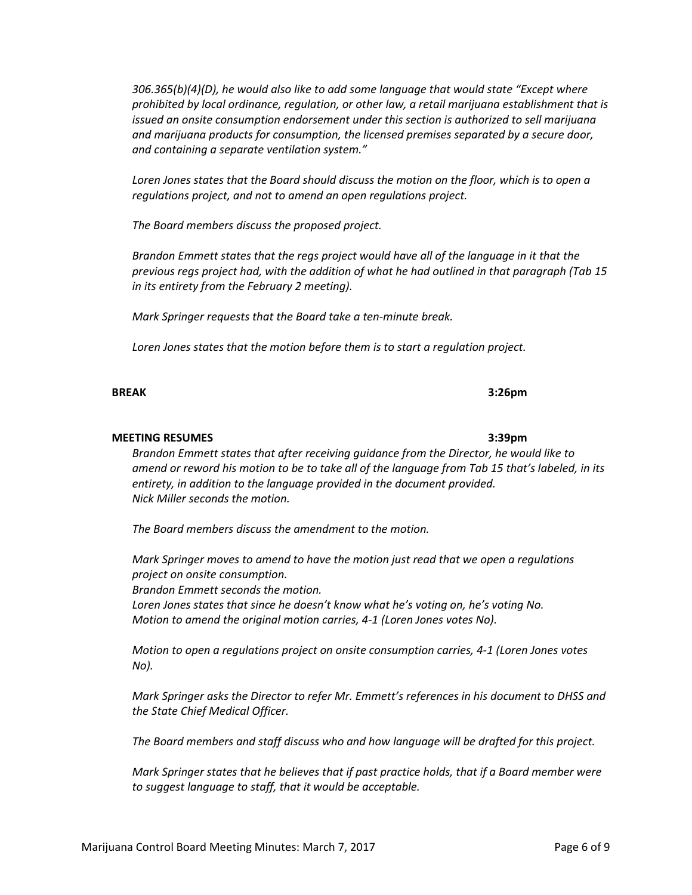*306.365(b)(4)(D), he would also like to add some language that would state "Except where prohibited by local ordinance, regulation, or other law, a retail marijuana establishment that is issued an onsite consumption endorsement under this section is authorized to sell marijuana and marijuana products for consumption, the licensed premises separated by a secure door, and containing a separate ventilation system."*

*Loren Jones states that the Board should discuss the motion on the floor, which is to open a regulations project, and not to amend an open regulations project.*

*The Board members discuss the proposed project.*

*Brandon Emmett states that the regs project would have all of the language in it that the previous regs project had, with the addition of what he had outlined in that paragraph (Tab 15 in its entirety from the February 2 meeting).*

*Mark Springer requests that the Board take a ten-minute break.*

*Loren Jones states that the motion before them is to start a regulation project.*

**BREAK** **3:26pm**

**MEETING RESUMES** **3:39pm**

*Brandon Emmett states that after receiving guidance from the Director, he would like to amend or reword his motion to be to take all of the language from Tab 15 that's labeled, in its entirety, in addition to the language provided in the document provided.*
*Nick Miller seconds the motion.*

*The Board members discuss the amendment to the motion.*

*Mark Springer moves to amend to have the motion just read that we open a regulations project on onsite consumption.*
*Brandon Emmett seconds the motion.*
*Loren Jones states that since he doesn't know what he's voting on, he's voting No.*
*Motion to amend the original motion carries, 4-1 (Loren Jones votes No).*

*Motion to open a regulations project on onsite consumption carries, 4-1 (Loren Jones votes No).*

*Mark Springer asks the Director to refer Mr. Emmett's references in his document to DHSS and the State Chief Medical Officer.*

*The Board members and staff discuss who and how language will be drafted for this project.*

*Mark Springer states that he believes that if past practice holds, that if a Board member were to suggest language to staff, that it would be acceptable.*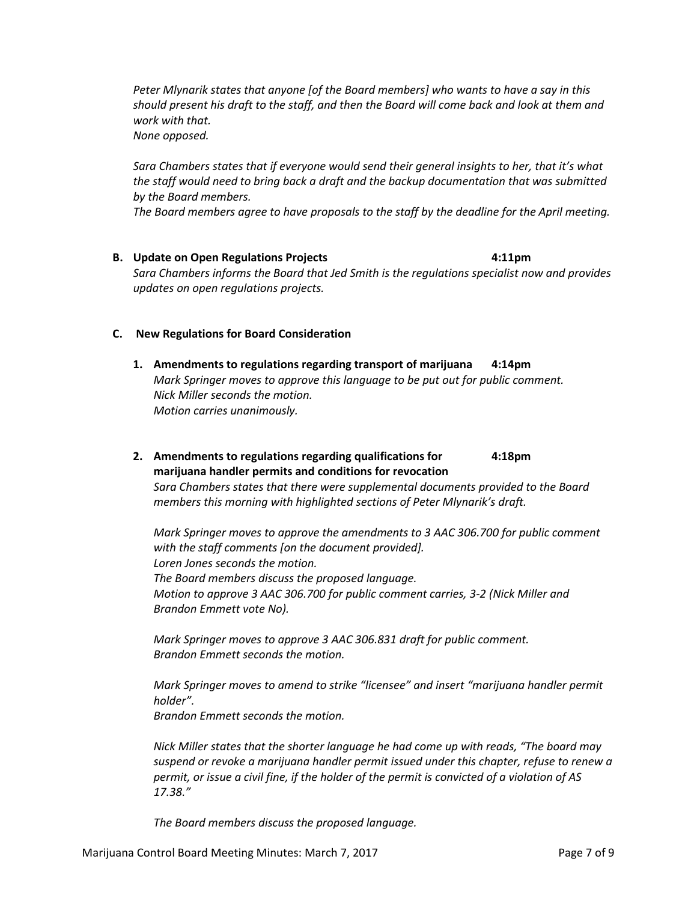*Peter Mlynarik states that anyone [of the Board members] who wants to have a say in this should present his draft to the staff, and then the Board will come back and look at them and work with that.*
*None opposed.*

*Sara Chambers states that if everyone would send their general insights to her, that it's what the staff would need to bring back a draft and the backup documentation that was submitted by the Board members.*
*The Board members agree to have proposals to the staff by the deadline for the April meeting.*

**B. Update on Open Regulations Projects 4:11pm**

*Sara Chambers informs the Board that Jed Smith is the regulations specialist now and provides updates on open regulations projects.*

**C. New Regulations for Board Consideration**

**1. Amendments to regulations regarding transport of marijuana 4:14pm**

*Mark Springer moves to approve this language to be put out for public comment.*
*Nick Miller seconds the motion.*
*Motion carries unanimously.*

**2. Amendments to regulations regarding qualifications for marijuana handler permits and conditions for revocation 4:18pm**

*Sara Chambers states that there were supplemental documents provided to the Board members this morning with highlighted sections of Peter Mlynarik's draft.*

*Mark Springer moves to approve the amendments to 3 AAC 306.700 for public comment with the staff comments [on the document provided].*
*Loren Jones seconds the motion.*
*The Board members discuss the proposed language.*
*Motion to approve 3 AAC 306.700 for public comment carries, 3-2 (Nick Miller and Brandon Emmett vote No).*

*Mark Springer moves to approve 3 AAC 306.831 draft for public comment.*
*Brandon Emmett seconds the motion.*

*Mark Springer moves to amend to strike "licensee" and insert "marijuana handler permit holder".*
*Brandon Emmett seconds the motion.*

*Nick Miller states that the shorter language he had come up with reads, "The board may suspend or revoke a marijuana handler permit issued under this chapter, refuse to renew a permit, or issue a civil fine, if the holder of the permit is convicted of a violation of AS 17.38."*

*The Board members discuss the proposed language.*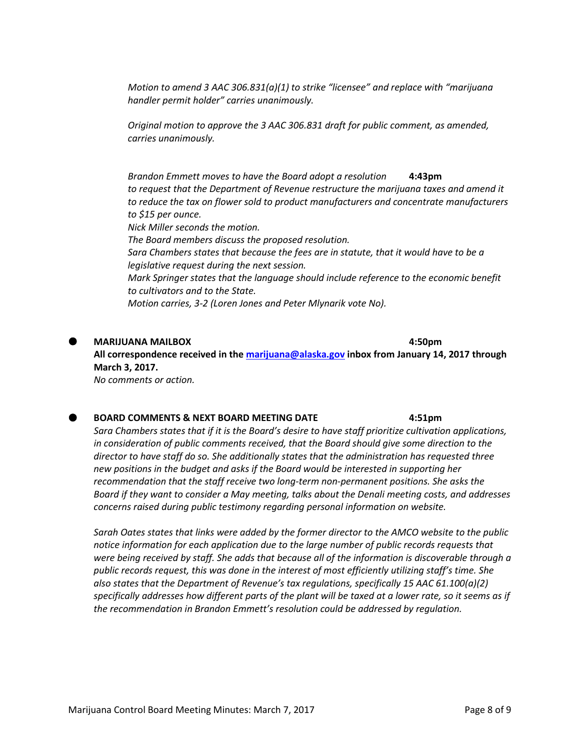*Motion to amend 3 AAC 306.831(a)(1) to strike "licensee" and replace with "marijuana handler permit holder" carries unanimously.*

*Original motion to approve the 3 AAC 306.831 draft for public comment, as amended, carries unanimously.*

*Brandon Emmett moves to have the Board adopt a resolution* **4:43pm**
*to request that the Department of Revenue restructure the marijuana taxes and amend it to reduce the tax on flower sold to product manufacturers and concentrate manufacturers to $15 per ounce.*
*Nick Miller seconds the motion.*
*The Board members discuss the proposed resolution.*
*Sara Chambers states that because the fees are in statute, that it would have to be a legislative request during the next session.*
*Mark Springer states that the language should include reference to the economic benefit to cultivators and to the State.*
*Motion carries, 3-2 (Loren Jones and Peter Mlynarik vote No).*

- **MARIJUANA MAILBOX** **4:50pm**
**All correspondence received in the marijuana@alaska.gov inbox from January 14, 2017 through March 3, 2017.**
*No comments or action.*

- **BOARD COMMENTS & NEXT BOARD MEETING DATE** **4:51pm**
*Sara Chambers states that if it is the Board's desire to have staff prioritize cultivation applications, in consideration of public comments received, that the Board should give some direction to the director to have staff do so. She additionally states that the administration has requested three new positions in the budget and asks if the Board would be interested in supporting her recommendation that the staff receive two long-term non-permanent positions. She asks the Board if they want to consider a May meeting, talks about the Denali meeting costs, and addresses concerns raised during public testimony regarding personal information on website.*

*Sarah Oates states that links were added by the former director to the AMCO website to the public notice information for each application due to the large number of public records requests that were being received by staff. She adds that because all of the information is discoverable through a public records request, this was done in the interest of most efficiently utilizing staff's time. She also states that the Department of Revenue's tax regulations, specifically 15 AAC 61.100(a)(2) specifically addresses how different parts of the plant will be taxed at a lower rate, so it seems as if the recommendation in Brandon Emmett's resolution could be addressed by regulation.*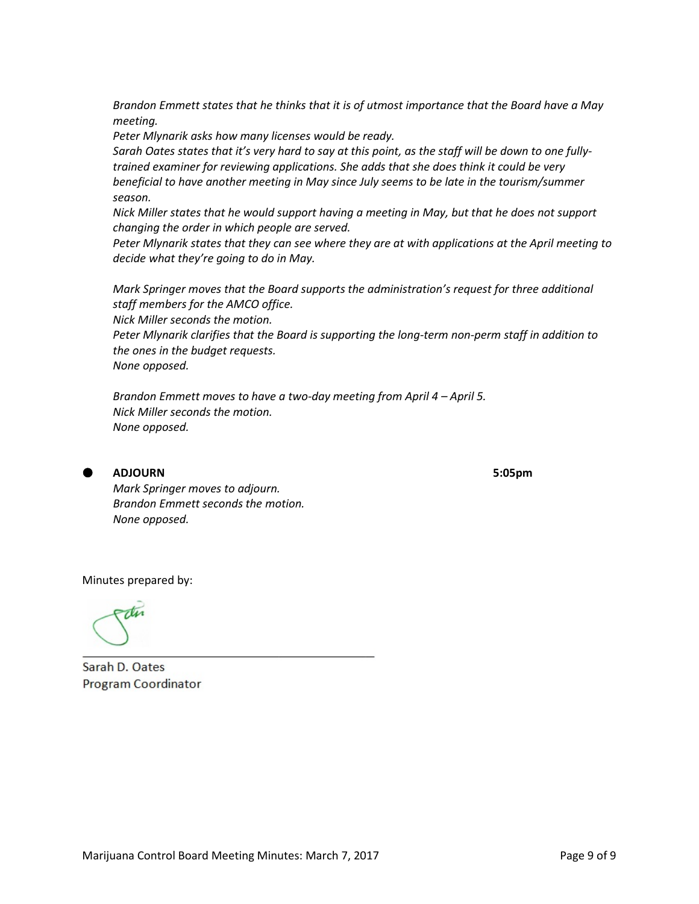*Brandon Emmett states that he thinks that it is of utmost importance that the Board have a May meeting.*
*Peter Mlynarik asks how many licenses would be ready.*
*Sarah Oates states that it's very hard to say at this point, as the staff will be down to one fully-trained examiner for reviewing applications. She adds that she does think it could be very beneficial to have another meeting in May since July seems to be late in the tourism/summer season.*
*Nick Miller states that he would support having a meeting in May, but that he does not support changing the order in which people are served.*
*Peter Mlynarik states that they can see where they are at with applications at the April meeting to decide what they're going to do in May.*

*Mark Springer moves that the Board supports the administration's request for three additional staff members for the AMCO office.*
*Nick Miller seconds the motion.*
*Peter Mlynarik clarifies that the Board is supporting the long-term non-perm staff in addition to the ones in the budget requests.*
*None opposed.*

*Brandon Emmett moves to have a two-day meeting from April 4 – April 5.*
*Nick Miller seconds the motion.*
*None opposed.*

- **ADJOURN** **5:05pm**

  *Mark Springer moves to adjourn.*
  *Brandon Emmett seconds the motion.*
  *None opposed.*

Minutes prepared by:

Sarah D. Oates
Program Coordinator